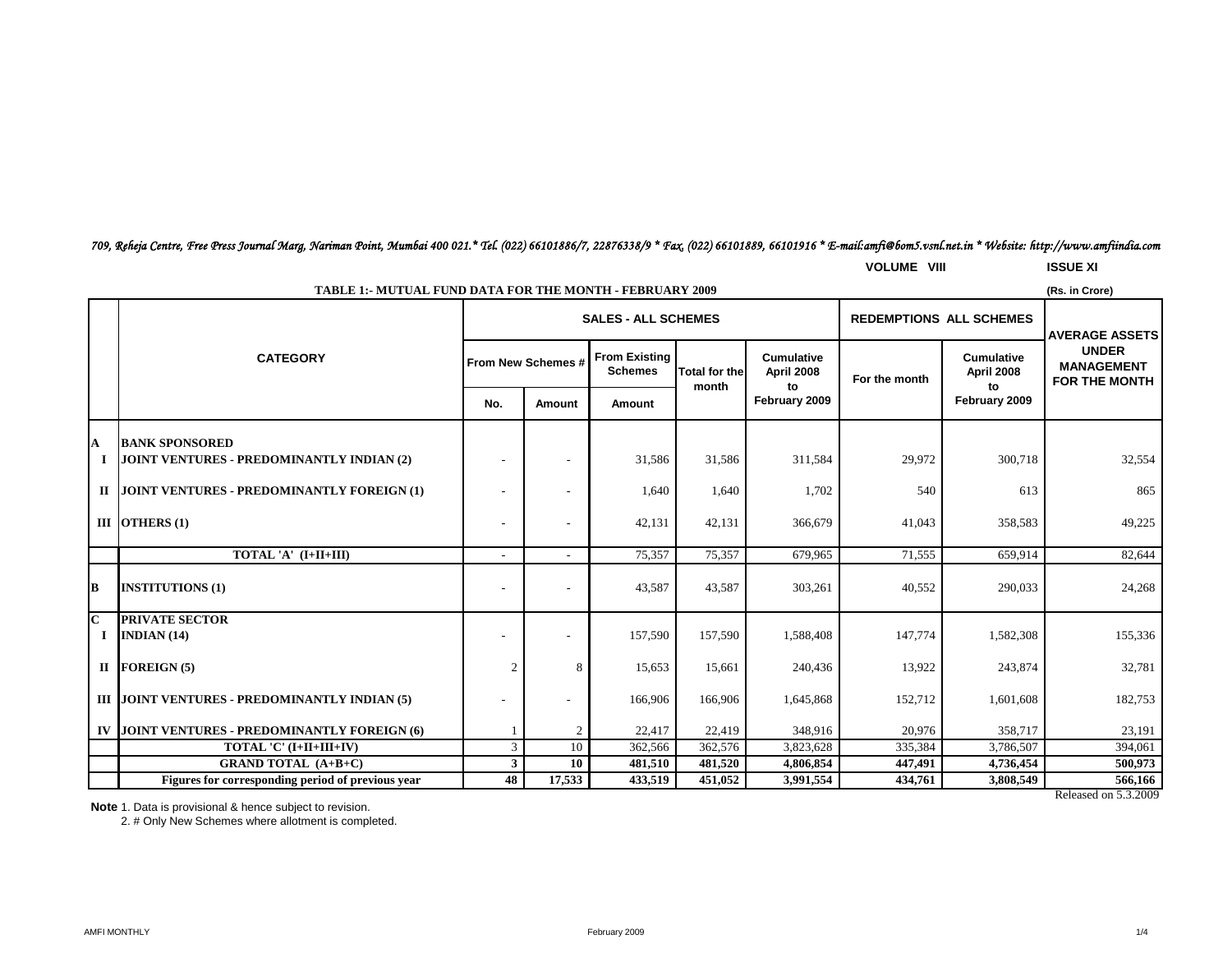*709, Reheja Centre, Free Press Journal Marg, Nariman Point, Mumbai 400 021.* Tel. (022) 66101886/7, 22876338/9 * Fax. (022) 66101889, 66101916 * E-mail:amfi@bom5.vsnl.net.in * Website: http://www.amfiindia.com*

VOLUME VIII ISSUE XI

**TABLE 1:- MUTUAL FUND DATA FOR THE MONTH - FEBRUARY 2009**

(Rs. in Crore)

| | CATEGORY | SALES - ALL SCHEMES | | | | | REDEMPTIONS ALL SCHEMES | | AVERAGE ASSETS UNDER MANAGEMENT FOR THE MONTH |
|---|---|---|---|---|---|---|---|---|---|
| | | From New Schemes # | | From Existing Schemes | Total for the month | Cumulative April 2008 to February 2009 | For the month | Cumulative April 2008 to February 2009 | |
| | | No. | Amount | Amount | | | | | |
| **A** | **BANK SPONSORED** | | | | | | | | |
| **I** | **JOINT VENTURES - PREDOMINANTLY INDIAN (2)** | - | - | 31,586 | 31,586 | 311,584 | 29,972 | 300,718 | 32,554 |
| **II** | **JOINT VENTURES - PREDOMINANTLY FOREIGN (1)** | - | - | 1,640 | 1,640 | 1,702 | 540 | 613 | 865 |
| **III** | **OTHERS (1)** | - | - | 42,131 | 42,131 | 366,679 | 41,043 | 358,583 | 49,225 |
| | **TOTAL 'A' (I+II+III)** | - | - | 75,357 | 75,357 | 679,965 | 71,555 | 659,914 | 82,644 |
| **B** | **INSTITUTIONS (1)** | - | - | 43,587 | 43,587 | 303,261 | 40,552 | 290,033 | 24,268 |
| **C** | **PRIVATE SECTOR** | | | | | | | | |
| **I** | **INDIAN (14)** | - | - | 157,590 | 157,590 | 1,588,408 | 147,774 | 1,582,308 | 155,336 |
| **II** | **FOREIGN (5)** | 2 | 8 | 15,653 | 15,661 | 240,436 | 13,922 | 243,874 | 32,781 |
| **III** | **JOINT VENTURES - PREDOMINANTLY INDIAN (5)** | - | - | 166,906 | 166,906 | 1,645,868 | 152,712 | 1,601,608 | 182,753 |
| **IV** | **JOINT VENTURES - PREDOMINANTLY FOREIGN (6)** | 1 | 2 | 22,417 | 22,419 | 348,916 | 20,976 | 358,717 | 23,191 |
| | **TOTAL 'C' (I+II+III+IV)** | 3 | 10 | 362,566 | 362,576 | 3,823,628 | 335,384 | 3,786,507 | 394,061 |
| | **GRAND TOTAL (A+B+C)** | **3** | **10** | **481,510** | **481,520** | **4,806,854** | **447,491** | **4,736,454** | **500,973** |
| | **Figures for corresponding period of previous year** | **48** | **17,533** | **433,519** | **451,052** | **3,991,554** | **434,761** | **3,808,549** | **566,166** |

Released on 5.3.2009

**Note** 1. Data is provisional & hence subject to revision.
2. # Only New Schemes where allotment is completed.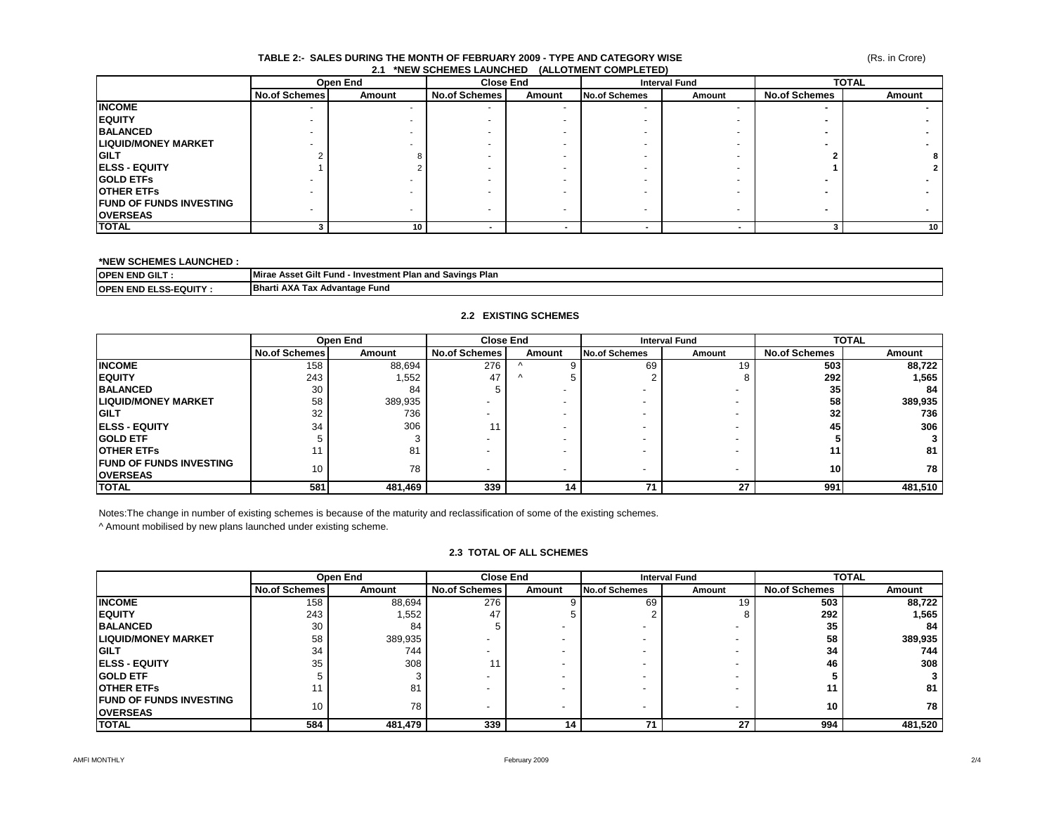# TABLE 2:- SALES DURING THE MONTH OF FEBRUARY 2009 - TYPE AND CATEGORY WISE

(Rs. in Crore)

## 2.1 *NEW SCHEMES LAUNCHED (ALLOTMENT COMPLETED)

| | Open End | | Close End | | Interval Fund | | TOTAL | |
|---|---|---|---|---|---|---|---|---|
| | No.of Schemes | Amount | No.of Schemes | Amount | No.of Schemes | Amount | No.of Schemes | Amount |
| INCOME | - | - | - | - | - | - | - | - |
| EQUITY | - | - | - | - | - | - | - | - |
| BALANCED | - | - | - | - | - | - | - | - |
| LIQUID/MONEY MARKET | - | - | - | - | - | - | - | - |
| GILT | 2 | 8 | - | - | - | - | 2 | 8 |
| ELSS - EQUITY | 1 | 2 | - | - | - | - | 1 | 2 |
| GOLD ETFs | - | - | - | - | - | - | - | - |
| OTHER ETFs | - | - | - | - | - | - | - | - |
| FUND OF FUNDS INVESTING OVERSEAS | - | - | - | - | - | - | - | - |
| TOTAL | 3 | 10 | - | - | - | - | 3 | 10 |

**\*NEW SCHEMES LAUNCHED :**

| | |
|---|---|
| OPEN END GILT : | Mirae Asset Gilt Fund - Investment Plan and Savings Plan |
| OPEN END ELSS-EQUITY : | Bharti AXA Tax Advantage Fund |

## 2.2 EXISTING SCHEMES

| | Open End | | Close End | | Interval Fund | | TOTAL | |
|---|---|---|---|---|---|---|---|---|
| | No.of Schemes | Amount | No.of Schemes | Amount | No.of Schemes | Amount | No.of Schemes | Amount |
| INCOME | 158 | 88,694 | 276 | ^ 9 | 69 | 19 | 503 | 88,722 |
| EQUITY | 243 | 1,552 | 47 | ^ 5 | 2 | 8 | 292 | 1,565 |
| BALANCED | 30 | 84 | 5 | - | - | - | 35 | 84 |
| LIQUID/MONEY MARKET | 58 | 389,935 | - | - | - | - | 58 | 389,935 |
| GILT | 32 | 736 | - | - | - | - | 32 | 736 |
| ELSS - EQUITY | 34 | 306 | 11 | - | - | - | 45 | 306 |
| GOLD ETF | 5 | 3 | - | - | - | - | 5 | 3 |
| OTHER ETFs | 11 | 81 | - | - | - | - | 11 | 81 |
| FUND OF FUNDS INVESTING OVERSEAS | 10 | 78 | - | - | - | - | 10 | 78 |
| TOTAL | 581 | 481,469 | 339 | 14 | 71 | 27 | 991 | 481,510 |

Notes:The change in number of existing schemes is because of the maturity and reclassification of some of the existing schemes.

^ Amount mobilised by new plans launched under existing scheme.

## 2.3 TOTAL OF ALL SCHEMES

| | Open End | | Close End | | Interval Fund | | TOTAL | |
|---|---|---|---|---|---|---|---|---|
| | No.of Schemes | Amount | No.of Schemes | Amount | No.of Schemes | Amount | No.of Schemes | Amount |
| INCOME | 158 | 88,694 | 276 | 9 | 69 | 19 | 503 | 88,722 |
| EQUITY | 243 | 1,552 | 47 | 5 | 2 | 8 | 292 | 1,565 |
| BALANCED | 30 | 84 | 5 | - | - | - | 35 | 84 |
| LIQUID/MONEY MARKET | 58 | 389,935 | - | - | - | - | 58 | 389,935 |
| GILT | 34 | 744 | - | - | - | - | 34 | 744 |
| ELSS - EQUITY | 35 | 308 | 11 | - | - | - | 46 | 308 |
| GOLD ETF | 5 | 3 | - | - | - | - | 5 | 3 |
| OTHER ETFs | 11 | 81 | - | - | - | - | 11 | 81 |
| FUND OF FUNDS INVESTING OVERSEAS | 10 | 78 | - | - | - | - | 10 | 78 |
| TOTAL | 584 | 481,479 | 339 | 14 | 71 | 27 | 994 | 481,520 |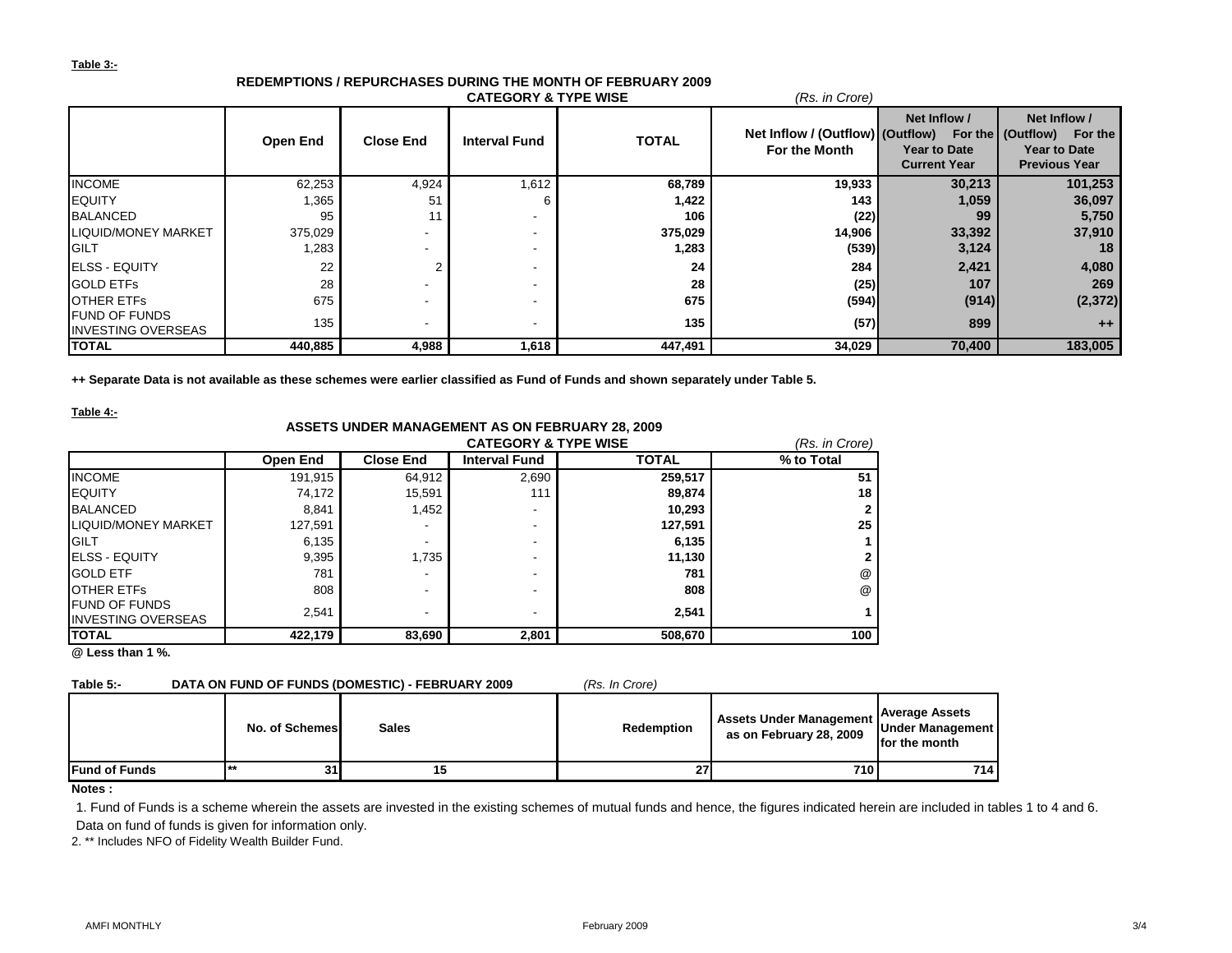**Table 3:-**

## REDEMPTIONS / REPURCHASES DURING THE MONTH OF FEBRUARY 2009

**CATEGORY & TYPE WISE** *(Rs. in Crore)*

| | Open End | Close End | Interval Fund | TOTAL | Net Inflow / (Outflow) For the Month | Net Inflow / (Outflow) For the Year to Date Current Year | Net Inflow / (Outflow) For the Year to Date Previous Year |
|---|---|---|---|---|---|---|---|
| INCOME | 62,253 | 4,924 | 1,612 | **68,789** | **19,933** | **30,213** | **101,253** |
| EQUITY | 1,365 | 51 | 6 | **1,422** | **143** | **1,059** | **36,097** |
| BALANCED | 95 | 11 | - | **106** | **(22)** | **99** | **5,750** |
| LIQUID/MONEY MARKET | 375,029 | - | - | **375,029** | **14,906** | **33,392** | **37,910** |
| GILT | 1,283 | - | - | **1,283** | **(539)** | **3,124** | **18** |
| ELSS - EQUITY | 22 | 2 | - | **24** | **284** | **2,421** | **4,080** |
| GOLD ETFs | 28 | - | - | **28** | **(25)** | **107** | **269** |
| OTHER ETFs | 675 | - | - | **675** | **(594)** | **(914)** | **(2,372)** |
| FUND OF FUNDS INVESTING OVERSEAS | 135 | - | - | **135** | **(57)** | **899** | **++** |
| **TOTAL** | **440,885** | **4,988** | **1,618** | **447,491** | **34,029** | **70,400** | **183,005** |

**++ Separate Data is not available as these schemes were earlier classified as Fund of Funds and shown separately under Table 5.**

**Table 4:-**

## ASSETS UNDER MANAGEMENT AS ON FEBRUARY 28, 2009

**CATEGORY & TYPE WISE** *(Rs. in Crore)*

| | Open End | Close End | Interval Fund | TOTAL | % to Total |
|---|---|---|---|---|---|
| INCOME | 191,915 | 64,912 | 2,690 | **259,517** | **51** |
| EQUITY | 74,172 | 15,591 | 111 | **89,874** | **18** |
| BALANCED | 8,841 | 1,452 | - | **10,293** | **2** |
| LIQUID/MONEY MARKET | 127,591 | - | - | **127,591** | **25** |
| GILT | 6,135 | - | - | **6,135** | **1** |
| ELSS - EQUITY | 9,395 | 1,735 | - | **11,130** | **2** |
| GOLD ETF | 781 | - | - | **781** | @ |
| OTHER ETFs | 808 | - | - | **808** | @ |
| FUND OF FUNDS INVESTING OVERSEAS | 2,541 | - | - | **2,541** | **1** |
| **TOTAL** | **422,179** | **83,690** | **2,801** | **508,670** | **100** |

**@ Less than 1 %.**

**Table 5:- DATA ON FUND OF FUNDS (DOMESTIC) - FEBRUARY 2009** *(Rs. In Crore)*

| | No. of Schemes | Sales | Redemption | Assets Under Management as on February 28, 2009 | Average Assets Under Management for the month |
|---|---|---|---|---|---|
| **Fund of Funds** | ** 31 | 15 | 27 | 710 | 714 |

**Notes :**

1. Fund of Funds is a scheme wherein the assets are invested in the existing schemes of mutual funds and hence, the figures indicated herein are included in tables 1 to 4 and 6. Data on fund of funds is given for information only.
2. ** Includes NFO of Fidelity Wealth Builder Fund.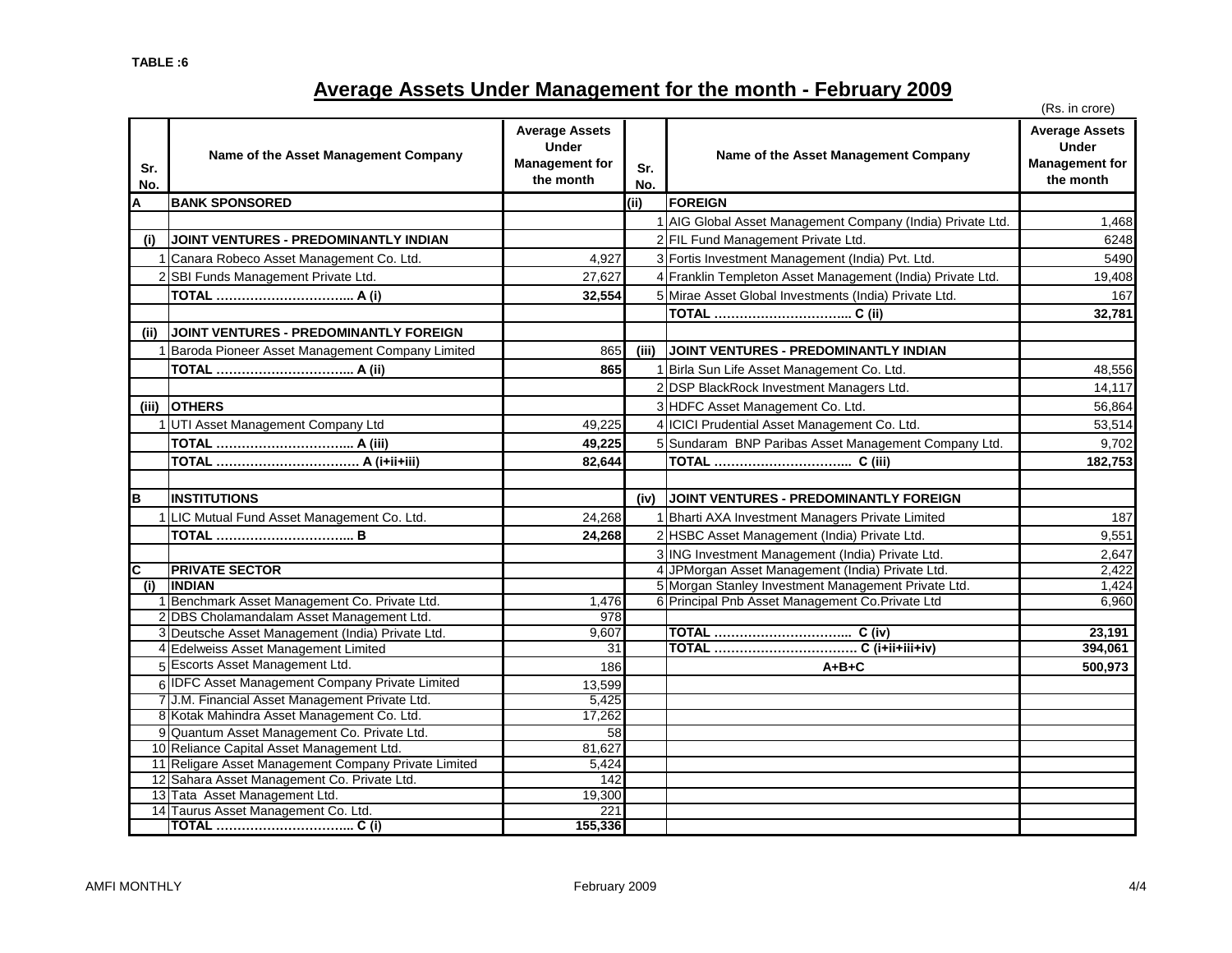TABLE :6

# Average Assets Under Management for the month - February 2009

(Rs. in crore)

| Sr. No. | Name of the Asset Management Company | Average Assets Under Management for the month | Sr. No. | Name of the Asset Management Company | Average Assets Under Management for the month |
|---|---|---|---|---|---|
| A | **BANK SPONSORED** | | (ii) | **FOREIGN** | |
| | | | 1 | AIG Global Asset Management Company (India) Private Ltd. | 1,468 |
| (i) | **JOINT VENTURES - PREDOMINANTLY INDIAN** | | 2 | FIL Fund Management Private Ltd. | 6248 |
| 1 | Canara Robeco Asset Management Co. Ltd. | 4,927 | 3 | Fortis Investment Management (India) Pvt. Ltd. | 5490 |
| 2 | SBI Funds Management Private Ltd. | 27,627 | 4 | Franklin Templeton Asset Management (India) Private Ltd. | 19,408 |
| | **TOTAL ………………………….. A (i)** | **32,554** | 5 | Mirae Asset Global Investments (India) Private Ltd. | 167 |
| | | | | **TOTAL ………………………….. C (ii)** | **32,781** |
| (ii) | **JOINT VENTURES - PREDOMINANTLY FOREIGN** | | | | |
| 1 | Baroda Pioneer Asset Management Company Limited | 865 | (iii) | **JOINT VENTURES - PREDOMINANTLY INDIAN** | |
| | **TOTAL ………………………….. A (ii)** | **865** | 1 | Birla Sun Life Asset Management Co. Ltd. | 48,556 |
| | | | 2 | DSP BlackRock Investment Managers Ltd. | 14,117 |
| (iii) | **OTHERS** | | 3 | HDFC Asset Management Co. Ltd. | 56,864 |
| 1 | UTI Asset Management Company Ltd | 49,225 | 4 | ICICI Prudential Asset Management Co. Ltd. | 53,514 |
| | **TOTAL ………………………….. A (iii)** | **49,225** | 5 | Sundaram BNP Paribas Asset Management Company Ltd. | 9,702 |
| | **TOTAL …………………………… A (i+ii+iii)** | **82,644** | | **TOTAL ………………………….. C (iii)** | **182,753** |
| | | | | | |
| B | **INSTITUTIONS** | | (iv) | **JOINT VENTURES - PREDOMINANTLY FOREIGN** | |
| 1 | LIC Mutual Fund Asset Management Co. Ltd. | 24,268 | 1 | Bharti AXA Investment Managers Private Limited | 187 |
| | **TOTAL ………………………….. B** | **24,268** | 2 | HSBC Asset Management (India) Private Ltd. | 9,551 |
| | | | 3 | ING Investment Management (India) Private Ltd. | 2,647 |
| C | **PRIVATE SECTOR** | | 4 | JPMorgan Asset Management (India) Private Ltd. | 2,422 |
| (i) | **INDIAN** | | 5 | Morgan Stanley Investment Management Private Ltd. | 1,424 |
| 1 | Benchmark Asset Management Co. Private Ltd. | 1,476 | 6 | Principal Pnb Asset Management Co.Private Ltd | 6,960 |
| 2 | DBS Cholamandalam Asset Management Ltd. | 978 | | | |
| 3 | Deutsche Asset Management (India) Private Ltd. | 9,607 | | **TOTAL ………………………….. C (iv)** | **23,191** |
| 4 | Edelweiss Asset Management Limited | 31 | | **TOTAL …………………………… C (i+ii+iii+iv)** | **394,061** |
| 5 | Escorts Asset Management Ltd. | 186 | | **A+B+C** | **500,973** |
| 6 | IDFC Asset Management Company Private Limited | 13,599 | | | |
| 7 | J.M. Financial Asset Management Private Ltd. | 5,425 | | | |
| 8 | Kotak Mahindra Asset Management Co. Ltd. | 17,262 | | | |
| 9 | Quantum Asset Management Co. Private Ltd. | 58 | | | |
| 10 | Reliance Capital Asset Management Ltd. | 81,627 | | | |
| 11 | Religare Asset Management Company Private Limited | 5,424 | | | |
| 12 | Sahara Asset Management Co. Private Ltd. | 142 | | | |
| 13 | Tata Asset Management Ltd. | 19,300 | | | |
| 14 | Taurus Asset Management Co. Ltd. | 221 | | | |
| | **TOTAL ………………………….. C (i)** | **155,336** | | | |

AMFI MONTHLY February 2009